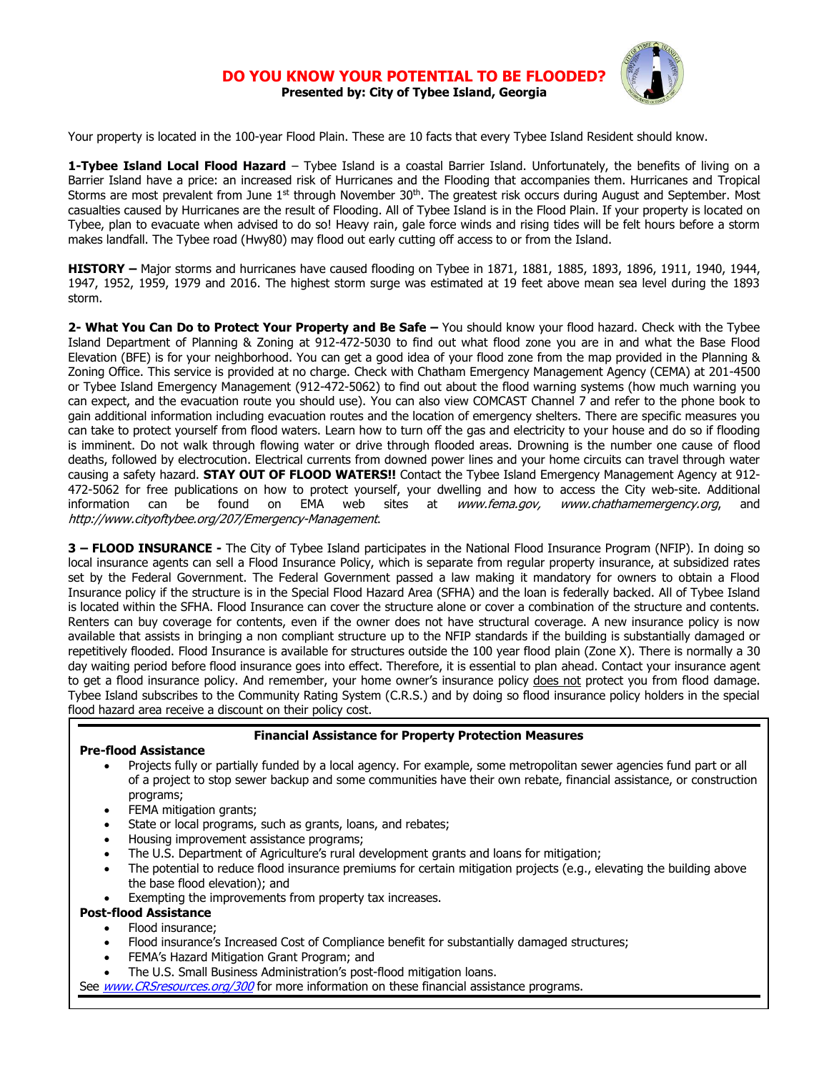# DO YOU KNOW YOUR POTENTIAL TO BE FLOODED?

**Presented by: City of Tybee Island, Georgia**

Your property is located in the 100-year Flood Plain. These are 10 facts that every Tybee Island Resident should know.

**1-Tybee Island Local Flood Hazard** – Tybee Island is a coastal Barrier Island. Unfortunately, the benefits of living on a Barrier Island have a price: an increased risk of Hurricanes and the Flooding that accompanies them. Hurricanes and Tropical Storms are most prevalent from June 1st through November 30th. The greatest risk occurs during August and September. Most casualties caused by Hurricanes are the result of Flooding. All of Tybee Island is in the Flood Plain. If your property is located on Tybee, plan to evacuate when advised to do so! Heavy rain, gale force winds and rising tides will be felt hours before a storm makes landfall. The Tybee road (Hwy80) may flood out early cutting off access to or from the Island.

**HISTORY –** Major storms and hurricanes have caused flooding on Tybee in 1871, 1881, 1885, 1893, 1896, 1911, 1940, 1944, 1947, 1952, 1959, 1979 and 2016. The highest storm surge was estimated at 19 feet above mean sea level during the 1893 storm.

**2- What You Can Do to Protect Your Property and Be Safe –** You should know your flood hazard. Check with the Tybee Island Department of Planning & Zoning at 912-472-5030 to find out what flood zone you are in and what the Base Flood Elevation (BFE) is for your neighborhood. You can get a good idea of your flood zone from the map provided in the Planning & Zoning Office. This service is provided at no charge. Check with Chatham Emergency Management Agency (CEMA) at 201-4500 or Tybee Island Emergency Management (912-472-5062) to find out about the flood warning systems (how much warning you can expect, and the evacuation route you should use). You can also view COMCAST Channel 7 and refer to the phone book to gain additional information including evacuation routes and the location of emergency shelters. There are specific measures you can take to protect yourself from flood waters. Learn how to turn off the gas and electricity to your house and do so if flooding is imminent. Do not walk through flowing water or drive through flooded areas. Drowning is the number one cause of flood deaths, followed by electrocution. Electrical currents from downed power lines and your home circuits can travel through water causing a safety hazard. **STAY OUT OF FLOOD WATERS!!** Contact the Tybee Island Emergency Management Agency at 912-472-5062 for free publications on how to protect yourself, your dwelling and how to access the City web-site. Additional information can be found on EMA web sites at *www.fema.gov*, *www.chathamemergency.org*, and *http://www.cityoftybee.org/207/Emergency-Management*.

**3 – FLOOD INSURANCE -** The City of Tybee Island participates in the National Flood Insurance Program (NFIP). In doing so local insurance agents can sell a Flood Insurance Policy, which is separate from regular property insurance, at subsidized rates set by the Federal Government. The Federal Government passed a law making it mandatory for owners to obtain a Flood Insurance policy if the structure is in the Special Flood Hazard Area (SFHA) and the loan is federally backed. All of Tybee Island is located within the SFHA. Flood Insurance can cover the structure alone or cover a combination of the structure and contents. Renters can buy coverage for contents, even if the owner does not have structural coverage. A new insurance policy is now available that assists in bringing a non compliant structure up to the NFIP standards if the building is substantially damaged or repetitively flooded. Flood Insurance is available for structures outside the 100 year flood plain (Zone X). There is normally a 30 day waiting period before flood insurance goes into effect. Therefore, it is essential to plan ahead. Contact your insurance agent to get a flood insurance policy. And remember, your home owner's insurance policy does not protect you from flood damage. Tybee Island subscribes to the Community Rating System (C.R.S.) and by doing so flood insurance policy holders in the special flood hazard area receive a discount on their policy cost.

**Financial Assistance for Property Protection Measures**

**Pre-flood Assistance**

- Projects fully or partially funded by a local agency. For example, some metropolitan sewer agencies fund part or all of a project to stop sewer backup and some communities have their own rebate, financial assistance, or construction programs;
- FEMA mitigation grants;
- State or local programs, such as grants, loans, and rebates;
- Housing improvement assistance programs;
- The U.S. Department of Agriculture's rural development grants and loans for mitigation;
- The potential to reduce flood insurance premiums for certain mitigation projects (e.g., elevating the building above the base flood elevation); and
- Exempting the improvements from property tax increases.

**Post-flood Assistance**

- Flood insurance;
- Flood insurance's Increased Cost of Compliance benefit for substantially damaged structures;
- FEMA's Hazard Mitigation Grant Program; and
- The U.S. Small Business Administration's post-flood mitigation loans.

See *www.CRSresources.org/300* for more information on these financial assistance programs.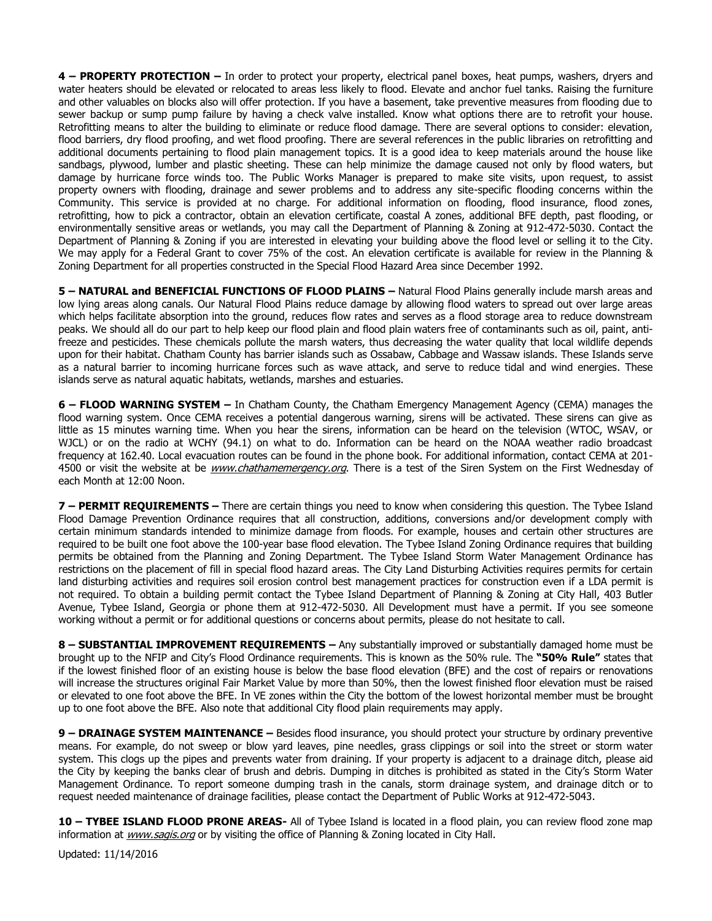**4 – PROPERTY PROTECTION –** In order to protect your property, electrical panel boxes, heat pumps, washers, dryers and water heaters should be elevated or relocated to areas less likely to flood. Elevate and anchor fuel tanks. Raising the furniture and other valuables on blocks also will offer protection. If you have a basement, take preventive measures from flooding due to sewer backup or sump pump failure by having a check valve installed. Know what options there are to retrofit your house. Retrofitting means to alter the building to eliminate or reduce flood damage. There are several options to consider: elevation, flood barriers, dry flood proofing, and wet flood proofing. There are several references in the public libraries on retrofitting and additional documents pertaining to flood plain management topics. It is a good idea to keep materials around the house like sandbags, plywood, lumber and plastic sheeting. These can help minimize the damage caused not only by flood waters, but damage by hurricane force winds too. The Public Works Manager is prepared to make site visits, upon request, to assist property owners with flooding, drainage and sewer problems and to address any site-specific flooding concerns within the Community. This service is provided at no charge. For additional information on flooding, flood insurance, flood zones, retrofitting, how to pick a contractor, obtain an elevation certificate, coastal A zones, additional BFE depth, past flooding, or environmentally sensitive areas or wetlands, you may call the Department of Planning & Zoning at 912-472-5030. Contact the Department of Planning & Zoning if you are interested in elevating your building above the flood level or selling it to the City. We may apply for a Federal Grant to cover 75% of the cost. An elevation certificate is available for review in the Planning & Zoning Department for all properties constructed in the Special Flood Hazard Area since December 1992.

**5 – NATURAL and BENEFICIAL FUNCTIONS OF FLOOD PLAINS –** Natural Flood Plains generally include marsh areas and low lying areas along canals. Our Natural Flood Plains reduce damage by allowing flood waters to spread out over large areas which helps facilitate absorption into the ground, reduces flow rates and serves as a flood storage area to reduce downstream peaks. We should all do our part to help keep our flood plain and flood plain waters free of contaminants such as oil, paint, anti-freeze and pesticides. These chemicals pollute the marsh waters, thus decreasing the water quality that local wildlife depends upon for their habitat. Chatham County has barrier islands such as Ossabaw, Cabbage and Wassaw islands. These Islands serve as a natural barrier to incoming hurricane forces such as wave attack, and serve to reduce tidal and wind energies. These islands serve as natural aquatic habitats, wetlands, marshes and estuaries.

**6 – FLOOD WARNING SYSTEM –** In Chatham County, the Chatham Emergency Management Agency (CEMA) manages the flood warning system. Once CEMA receives a potential dangerous warning, sirens will be activated. These sirens can give as little as 15 minutes warning time. When you hear the sirens, information can be heard on the television (WTOC, WSAV, or WJCL) or on the radio at WCHY (94.1) on what to do. Information can be heard on the NOAA weather radio broadcast frequency at 162.40. Local evacuation routes can be found in the phone book. For additional information, contact CEMA at 201-4500 or visit the website at be *www.chathamemergency.org*. There is a test of the Siren System on the First Wednesday of each Month at 12:00 Noon.

**7 – PERMIT REQUIREMENTS –** There are certain things you need to know when considering this question. The Tybee Island Flood Damage Prevention Ordinance requires that all construction, additions, conversions and/or development comply with certain minimum standards intended to minimize damage from floods. For example, houses and certain other structures are required to be built one foot above the 100-year base flood elevation. The Tybee Island Zoning Ordinance requires that building permits be obtained from the Planning and Zoning Department. The Tybee Island Storm Water Management Ordinance has restrictions on the placement of fill in special flood hazard areas. The City Land Disturbing Activities requires permits for certain land disturbing activities and requires soil erosion control best management practices for construction even if a LDA permit is not required. To obtain a building permit contact the Tybee Island Department of Planning & Zoning at City Hall, 403 Butler Avenue, Tybee Island, Georgia or phone them at 912-472-5030. All Development must have a permit. If you see someone working without a permit or for additional questions or concerns about permits, please do not hesitate to call.

**8 – SUBSTANTIAL IMPROVEMENT REQUIREMENTS –** Any substantially improved or substantially damaged home must be brought up to the NFIP and City's Flood Ordinance requirements. This is known as the 50% rule. The **"50% Rule"** states that if the lowest finished floor of an existing house is below the base flood elevation (BFE) and the cost of repairs or renovations will increase the structures original Fair Market Value by more than 50%, then the lowest finished floor elevation must be raised or elevated to one foot above the BFE. In VE zones within the City the bottom of the lowest horizontal member must be brought up to one foot above the BFE. Also note that additional City flood plain requirements may apply.

**9 – DRAINAGE SYSTEM MAINTENANCE –** Besides flood insurance, you should protect your structure by ordinary preventive means. For example, do not sweep or blow yard leaves, pine needles, grass clippings or soil into the street or storm water system. This clogs up the pipes and prevents water from draining. If your property is adjacent to a drainage ditch, please aid the City by keeping the banks clear of brush and debris. Dumping in ditches is prohibited as stated in the City's Storm Water Management Ordinance. To report someone dumping trash in the canals, storm drainage system, and drainage ditch or to request needed maintenance of drainage facilities, please contact the Department of Public Works at 912-472-5043.

**10 – TYBEE ISLAND FLOOD PRONE AREAS-** All of Tybee Island is located in a flood plain, you can review flood zone map information at *www.sagis.org* or by visiting the office of Planning & Zoning located in City Hall.

Updated: 11/14/2016